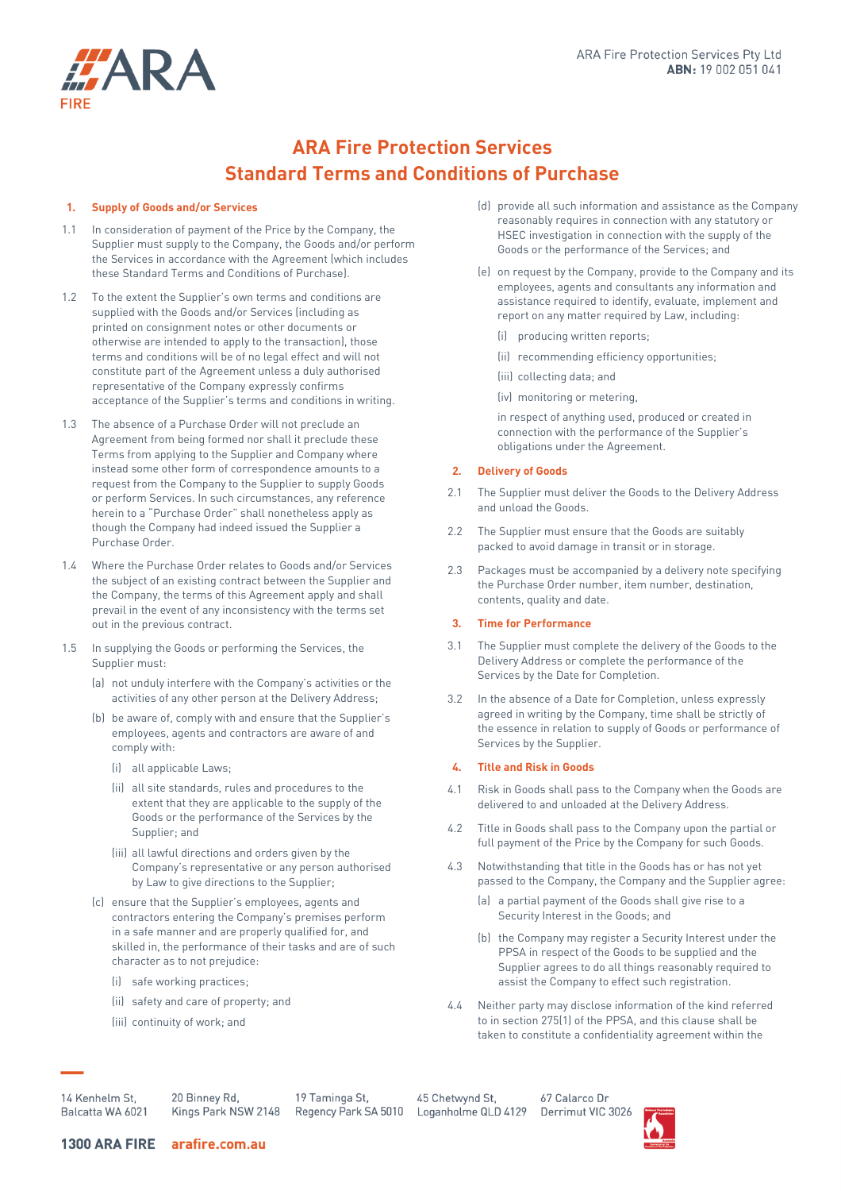ARA Fire Protection Services Pty Ltd
**ABN:** 19 002 051 041

# ARA Fire Protection Services
# Standard Terms and Conditions of Purchase

## 1. Supply of Goods and/or Services

1.1 In consideration of payment of the Price by the Company, the Supplier must supply to the Company, the Goods and/or perform the Services in accordance with the Agreement (which includes these Standard Terms and Conditions of Purchase).

1.2 To the extent the Supplier's own terms and conditions are supplied with the Goods and/or Services (including as printed on consignment notes or other documents or otherwise are intended to apply to the transaction), those terms and conditions will be of no legal effect and will not constitute part of the Agreement unless a duly authorised representative of the Company expressly confirms acceptance of the Supplier's terms and conditions in writing.

1.3 The absence of a Purchase Order will not preclude an Agreement from being formed nor shall it preclude these Terms from applying to the Supplier and Company where instead some other form of correspondence amounts to a request from the Company to the Supplier to supply Goods or perform Services. In such circumstances, any reference herein to a "Purchase Order" shall nonetheless apply as though the Company had indeed issued the Supplier a Purchase Order.

1.4 Where the Purchase Order relates to Goods and/or Services the subject of an existing contract between the Supplier and the Company, the terms of this Agreement apply and shall prevail in the event of any inconsistency with the terms set out in the previous contract.

1.5 In supplying the Goods or performing the Services, the Supplier must:

(a) not unduly interfere with the Company's activities or the activities of any other person at the Delivery Address;

(b) be aware of, comply with and ensure that the Supplier's employees, agents and contractors are aware of and comply with:

(i) all applicable Laws;

(ii) all site standards, rules and procedures to the extent that they are applicable to the supply of the Goods or the performance of the Services by the Supplier; and

(iii) all lawful directions and orders given by the Company's representative or any person authorised by Law to give directions to the Supplier;

(c) ensure that the Supplier's employees, agents and contractors entering the Company's premises perform in a safe manner and are properly qualified for, and skilled in, the performance of their tasks and are of such character as to not prejudice:

(i) safe working practices;

(ii) safety and care of property; and

(iii) continuity of work; and

(d) provide all such information and assistance as the Company reasonably requires in connection with any statutory or HSEC investigation in connection with the supply of the Goods or the performance of the Services; and

(e) on request by the Company, provide to the Company and its employees, agents and consultants any information and assistance required to identify, evaluate, implement and report on any matter required by Law, including:

(i) producing written reports;

(ii) recommending efficiency opportunities;

(iii) collecting data; and

(iv) monitoring or metering,

in respect of anything used, produced or created in connection with the performance of the Supplier's obligations under the Agreement.

## 2. Delivery of Goods

2.1 The Supplier must deliver the Goods to the Delivery Address and unload the Goods.

2.2 The Supplier must ensure that the Goods are suitably packed to avoid damage in transit or in storage.

2.3 Packages must be accompanied by a delivery note specifying the Purchase Order number, item number, destination, contents, quality and date.

## 3. Time for Performance

3.1 The Supplier must complete the delivery of the Goods to the Delivery Address or complete the performance of the Services by the Date for Completion.

3.2 In the absence of a Date for Completion, unless expressly agreed in writing by the Company, time shall be strictly of the essence in relation to supply of Goods or performance of Services by the Supplier.

## 4. Title and Risk in Goods

4.1 Risk in Goods shall pass to the Company when the Goods are delivered to and unloaded at the Delivery Address.

4.2 Title in Goods shall pass to the Company upon the partial or full payment of the Price by the Company for such Goods.

4.3 Notwithstanding that title in the Goods has or has not yet passed to the Company, the Company and the Supplier agree:

(a) a partial payment of the Goods shall give rise to a Security Interest in the Goods; and

(b) the Company may register a Security Interest under the PPSA in respect of the Goods to be supplied and the Supplier agrees to do all things reasonably required to assist the Company to effect such registration.

4.4 Neither party may disclose information of the kind referred to in section 275(1) of the PPSA, and this clause shall be taken to constitute a confidentiality agreement within the

14 Kenhelm St, Balcatta WA 6021 | 20 Binney Rd, Kings Park NSW 2148 | 19 Taminga St, Regency Park SA 5010 | 45 Chetwynd St, Loganholme QLD 4129 | 67 Calarco Dr Derrimut VIC 3026

1300 ARA FIRE arafire.com.au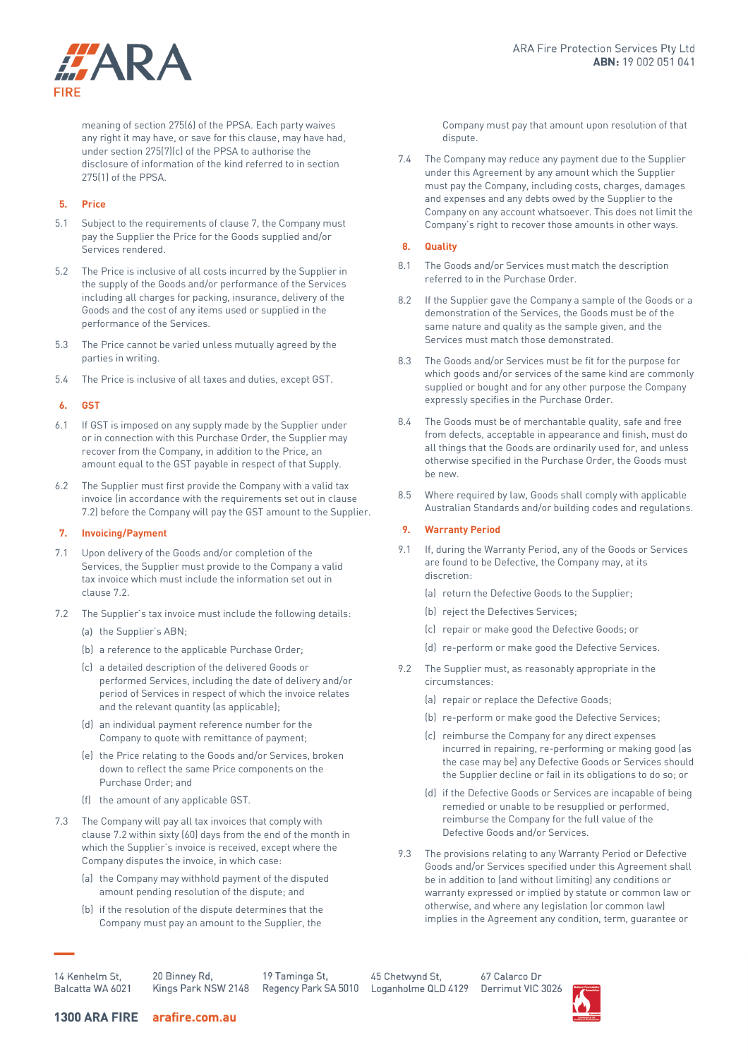meaning of section 275(6) of the PPSA. Each party waives any right it may have, or save for this clause, may have had, under section 275(7)(c) of the PPSA to authorise the disclosure of information of the kind referred to in section 275(1) of the PPSA.

## 5. Price

5.1 Subject to the requirements of clause 7, the Company must pay the Supplier the Price for the Goods supplied and/or Services rendered.

5.2 The Price is inclusive of all costs incurred by the Supplier in the supply of the Goods and/or performance of the Services including all charges for packing, insurance, delivery of the Goods and the cost of any items used or supplied in the performance of the Services.

5.3 The Price cannot be varied unless mutually agreed by the parties in writing.

5.4 The Price is inclusive of all taxes and duties, except GST.

## 6. GST

6.1 If GST is imposed on any supply made by the Supplier under or in connection with this Purchase Order, the Supplier may recover from the Company, in addition to the Price, an amount equal to the GST payable in respect of that Supply.

6.2 The Supplier must first provide the Company with a valid tax invoice (in accordance with the requirements set out in clause 7.2) before the Company will pay the GST amount to the Supplier.

## 7. Invoicing/Payment

7.1 Upon delivery of the Goods and/or completion of the Services, the Supplier must provide to the Company a valid tax invoice which must include the information set out in clause 7.2.

7.2 The Supplier's tax invoice must include the following details:

(a) the Supplier's ABN;

(b) a reference to the applicable Purchase Order;

(c) a detailed description of the delivered Goods or performed Services, including the date of delivery and/or period of Services in respect of which the invoice relates and the relevant quantity (as applicable);

(d) an individual payment reference number for the Company to quote with remittance of payment;

(e) the Price relating to the Goods and/or Services, broken down to reflect the same Price components on the Purchase Order; and

(f) the amount of any applicable GST.

7.3 The Company will pay all tax invoices that comply with clause 7.2 within sixty (60) days from the end of the month in which the Supplier's invoice is received, except where the Company disputes the invoice, in which case:

(a) the Company may withhold payment of the disputed amount pending resolution of the dispute; and

(b) if the resolution of the dispute determines that the Company must pay an amount to the Supplier, the Company must pay that amount upon resolution of that dispute.

7.4 The Company may reduce any payment due to the Supplier under this Agreement by any amount which the Supplier must pay the Company, including costs, charges, damages and expenses and any debts owed by the Supplier to the Company on any account whatsoever. This does not limit the Company's right to recover those amounts in other ways.

## 8. Quality

8.1 The Goods and/or Services must match the description referred to in the Purchase Order.

8.2 If the Supplier gave the Company a sample of the Goods or a demonstration of the Services, the Goods must be of the same nature and quality as the sample given, and the Services must match those demonstrated.

8.3 The Goods and/or Services must be fit for the purpose for which goods and/or services of the same kind are commonly supplied or bought and for any other purpose the Company expressly specifies in the Purchase Order.

8.4 The Goods must be of merchantable quality, safe and free from defects, acceptable in appearance and finish, must do all things that the Goods are ordinarily used for, and unless otherwise specified in the Purchase Order, the Goods must be new.

8.5 Where required by law, Goods shall comply with applicable Australian Standards and/or building codes and regulations.

## 9. Warranty Period

9.1 If, during the Warranty Period, any of the Goods or Services are found to be Defective, the Company may, at its discretion:

(a) return the Defective Goods to the Supplier;

(b) reject the Defectives Services;

(c) repair or make good the Defective Goods; or

(d) re-perform or make good the Defective Services.

9.2 The Supplier must, as reasonably appropriate in the circumstances:

(a) repair or replace the Defective Goods;

(b) re-perform or make good the Defective Services;

(c) reimburse the Company for any direct expenses incurred in repairing, re-performing or making good (as the case may be) any Defective Goods or Services should the Supplier decline or fail in its obligations to do so; or

(d) if the Defective Goods or Services are incapable of being remedied or unable to be resupplied or performed, reimburse the Company for the full value of the Defective Goods and/or Services.

9.3 The provisions relating to any Warranty Period or Defective Goods and/or Services specified under this Agreement shall be in addition to (and without limiting) any conditions or warranty expressed or implied by statute or common law or otherwise, and where any legislation (or common law) implies in the Agreement any condition, term, guarantee or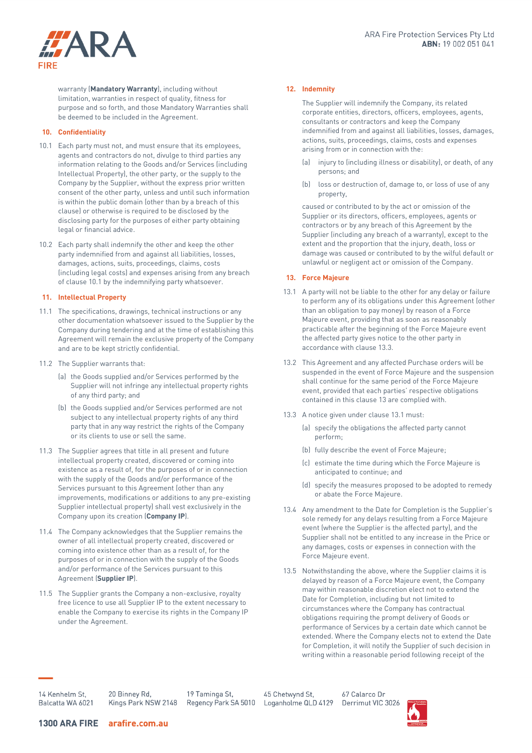warranty (**Mandatory Warranty**), including without limitation, warranties in respect of quality, fitness for purpose and so forth, and those Mandatory Warranties shall be deemed to be included in the Agreement.

## 10. Confidentiality

10.1 Each party must not, and must ensure that its employees, agents and contractors do not, divulge to third parties any information relating to the Goods and/or Services (including Intellectual Property), the other party, or the supply to the Company by the Supplier, without the express prior written consent of the other party, unless and until such information is within the public domain (other than by a breach of this clause) or otherwise is required to be disclosed by the disclosing party for the purposes of either party obtaining legal or financial advice.

10.2 Each party shall indemnify the other and keep the other party indemnified from and against all liabilities, losses, damages, actions, suits, proceedings, claims, costs (including legal costs) and expenses arising from any breach of clause 10.1 by the indemnifying party whatsoever.

## 11. Intellectual Property

11.1 The specifications, drawings, technical instructions or any other documentation whatsoever issued to the Supplier by the Company during tendering and at the time of establishing this Agreement will remain the exclusive property of the Company and are to be kept strictly confidential.

11.2 The Supplier warrants that:

(a) the Goods supplied and/or Services performed by the Supplier will not infringe any intellectual property rights of any third party; and

(b) the Goods supplied and/or Services performed are not subject to any intellectual property rights of any third party that in any way restrict the rights of the Company or its clients to use or sell the same.

11.3 The Supplier agrees that title in all present and future intellectual property created, discovered or coming into existence as a result of, for the purposes of or in connection with the supply of the Goods and/or performance of the Services pursuant to this Agreement (other than any improvements, modifications or additions to any pre-existing Supplier intellectual property) shall vest exclusively in the Company upon its creation (**Company IP**).

11.4 The Company acknowledges that the Supplier remains the owner of all intellectual property created, discovered or coming into existence other than as a result of, for the purposes of or in connection with the supply of the Goods and/or performance of the Services pursuant to this Agreement (**Supplier IP**).

11.5 The Supplier grants the Company a non-exclusive, royalty free licence to use all Supplier IP to the extent necessary to enable the Company to exercise its rights in the Company IP under the Agreement.

## 12. Indemnity

The Supplier will indemnify the Company, its related corporate entities, directors, officers, employees, agents, consultants or contractors and keep the Company indemnified from and against all liabilities, losses, damages, actions, suits, proceedings, claims, costs and expenses arising from or in connection with the:

(a) injury to (including illness or disability), or death, of any persons; and

(b) loss or destruction of, damage to, or loss of use of any property,

caused or contributed to by the act or omission of the Supplier or its directors, officers, employees, agents or contractors or by any breach of this Agreement by the Supplier (including any breach of a warranty), except to the extent and the proportion that the injury, death, loss or damage was caused or contributed to by the wilful default or unlawful or negligent act or omission of the Company.

## 13. Force Majeure

13.1 A party will not be liable to the other for any delay or failure to perform any of its obligations under this Agreement (other than an obligation to pay money) by reason of a Force Majeure event, providing that as soon as reasonably practicable after the beginning of the Force Majeure event the affected party gives notice to the other party in accordance with clause 13.3.

13.2 This Agreement and any affected Purchase orders will be suspended in the event of Force Majeure and the suspension shall continue for the same period of the Force Majeure event, provided that each parties' respective obligations contained in this clause 13 are complied with.

13.3 A notice given under clause 13.1 must:

(a) specify the obligations the affected party cannot perform;

(b) fully describe the event of Force Majeure;

(c) estimate the time during which the Force Majeure is anticipated to continue; and

(d) specify the measures proposed to be adopted to remedy or abate the Force Majeure.

13.4 Any amendment to the Date for Completion is the Supplier's sole remedy for any delays resulting from a Force Majeure event (where the Supplier is the affected party), and the Supplier shall not be entitled to any increase in the Price or any damages, costs or expenses in connection with the Force Majeure event.

13.5 Notwithstanding the above, where the Supplier claims it is delayed by reason of a Force Majeure event, the Company may within reasonable discretion elect not to extend the Date for Completion, including but not limited to circumstances where the Company has contractual obligations requiring the prompt delivery of Goods or performance of Services by a certain date which cannot be extended. Where the Company elects not to extend the Date for Completion, it will notify the Supplier of such decision in writing within a reasonable period following receipt of the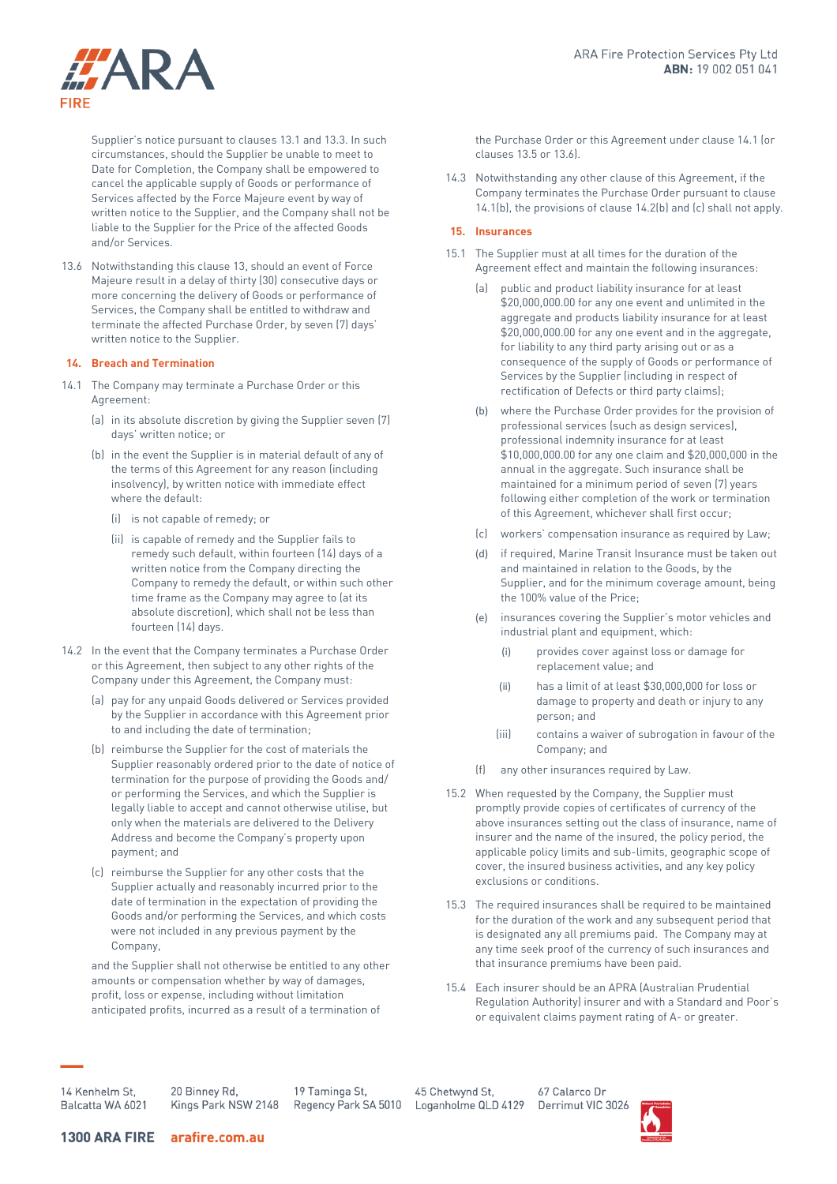Supplier's notice pursuant to clauses 13.1 and 13.3. In such circumstances, should the Supplier be unable to meet to Date for Completion, the Company shall be empowered to cancel the applicable supply of Goods or performance of Services affected by the Force Majeure event by way of written notice to the Supplier, and the Company shall not be liable to the Supplier for the Price of the affected Goods and/or Services.

13.6 Notwithstanding this clause 13, should an event of Force Majeure result in a delay of thirty (30) consecutive days or more concerning the delivery of Goods or performance of Services, the Company shall be entitled to withdraw and terminate the affected Purchase Order, by seven (7) days' written notice to the Supplier.

## 14. Breach and Termination

14.1 The Company may terminate a Purchase Order or this Agreement:

(a) in its absolute discretion by giving the Supplier seven (7) days' written notice; or

(b) in the event the Supplier is in material default of any of the terms of this Agreement for any reason (including insolvency), by written notice with immediate effect where the default:

(i) is not capable of remedy; or

(ii) is capable of remedy and the Supplier fails to remedy such default, within fourteen (14) days of a written notice from the Company directing the Company to remedy the default, or within such other time frame as the Company may agree to (at its absolute discretion), which shall not be less than fourteen (14) days.

14.2 In the event that the Company terminates a Purchase Order or this Agreement, then subject to any other rights of the Company under this Agreement, the Company must:

(a) pay for any unpaid Goods delivered or Services provided by the Supplier in accordance with this Agreement prior to and including the date of termination;

(b) reimburse the Supplier for the cost of materials the Supplier reasonably ordered prior to the date of notice of termination for the purpose of providing the Goods and/or performing the Services, and which the Supplier is legally liable to accept and cannot otherwise utilise, but only when the materials are delivered to the Delivery Address and become the Company's property upon payment; and

(c) reimburse the Supplier for any other costs that the Supplier actually and reasonably incurred prior to the date of termination in the expectation of providing the Goods and/or performing the Services, and which costs were not included in any previous payment by the Company,

and the Supplier shall not otherwise be entitled to any other amounts or compensation whether by way of damages, profit, loss or expense, including without limitation anticipated profits, incurred as a result of a termination of the Purchase Order or this Agreement under clause 14.1 (or clauses 13.5 or 13.6).

14.3 Notwithstanding any other clause of this Agreement, if the Company terminates the Purchase Order pursuant to clause 14.1(b), the provisions of clause 14.2(b) and (c) shall not apply.

## 15. Insurances

15.1 The Supplier must at all times for the duration of the Agreement effect and maintain the following insurances:

(a) public and product liability insurance for at least $20,000,000.00 for any one event and unlimited in the aggregate and products liability insurance for at least $20,000,000.00 for any one event and in the aggregate, for liability to any third party arising out or as a consequence of the supply of Goods or performance of Services by the Supplier (including in respect of rectification of Defects or third party claims);

(b) where the Purchase Order provides for the provision of professional services (such as design services), professional indemnity insurance for at least $10,000,000.00 for any one claim and $20,000,000 in the annual in the aggregate. Such insurance shall be maintained for a minimum period of seven (7) years following either completion of the work or termination of this Agreement, whichever shall first occur;

(c) workers' compensation insurance as required by Law;

(d) if required, Marine Transit Insurance must be taken out and maintained in relation to the Goods, by the Supplier, and for the minimum coverage amount, being the 100% value of the Price;

(e) insurances covering the Supplier's motor vehicles and industrial plant and equipment, which:

(i) provides cover against loss or damage for replacement value; and

(ii) has a limit of at least $30,000,000 for loss or damage to property and death or injury to any person; and

(iii) contains a waiver of subrogation in favour of the Company; and

(f) any other insurances required by Law.

15.2 When requested by the Company, the Supplier must promptly provide copies of certificates of currency of the above insurances setting out the class of insurance, name of insurer and the name of the insured, the policy period, the applicable policy limits and sub-limits, geographic scope of cover, the insured business activities, and any key policy exclusions or conditions.

15.3 The required insurances shall be required to be maintained for the duration of the work and any subsequent period that is designated any all premiums paid. The Company may at any time seek proof of the currency of such insurances and that insurance premiums have been paid.

15.4 Each insurer should be an APRA (Australian Prudential Regulation Authority) insurer and with a Standard and Poor's or equivalent claims payment rating of A- or greater.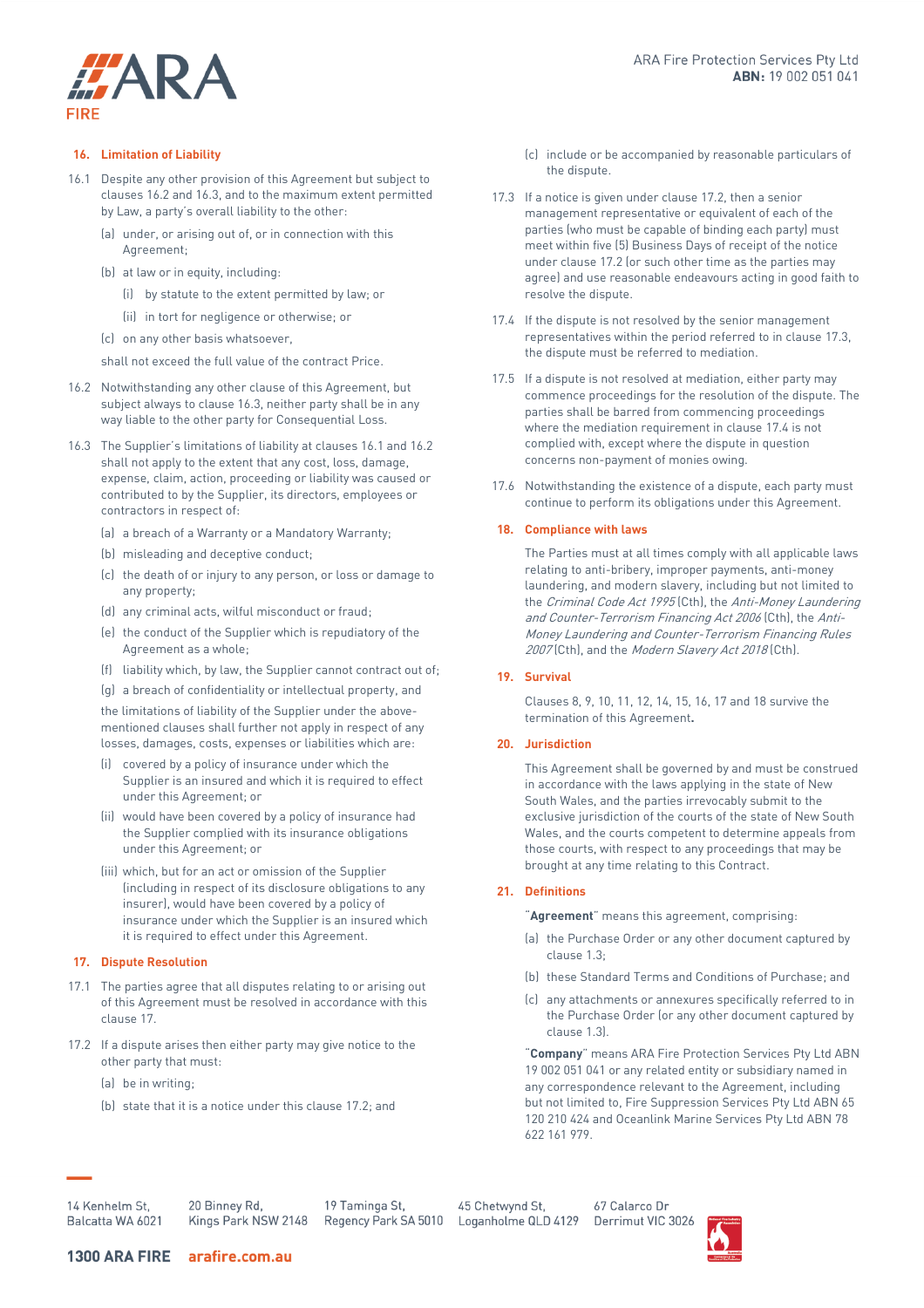## 16. Limitation of Liability

16.1 Despite any other provision of this Agreement but subject to clauses 16.2 and 16.3, and to the maximum extent permitted by Law, a party's overall liability to the other:

(a) under, or arising out of, or in connection with this Agreement;

(b) at law or in equity, including:

(i) by statute to the extent permitted by law; or

(ii) in tort for negligence or otherwise; or

(c) on any other basis whatsoever,

shall not exceed the full value of the contract Price.

16.2 Notwithstanding any other clause of this Agreement, but subject always to clause 16.3, neither party shall be in any way liable to the other party for Consequential Loss.

16.3 The Supplier's limitations of liability at clauses 16.1 and 16.2 shall not apply to the extent that any cost, loss, damage, expense, claim, action, proceeding or liability was caused or contributed to by the Supplier, its directors, employees or contractors in respect of:

(a) a breach of a Warranty or a Mandatory Warranty;

(b) misleading and deceptive conduct;

(c) the death of or injury to any person, or loss or damage to any property;

(d) any criminal acts, wilful misconduct or fraud;

(e) the conduct of the Supplier which is repudiatory of the Agreement as a whole;

(f) liability which, by law, the Supplier cannot contract out of;

(g) a breach of confidentiality or intellectual property, and

the limitations of liability of the Supplier under the above-mentioned clauses shall further not apply in respect of any losses, damages, costs, expenses or liabilities which are:

(i) covered by a policy of insurance under which the Supplier is an insured and which it is required to effect under this Agreement; or

(ii) would have been covered by a policy of insurance had the Supplier complied with its insurance obligations under this Agreement; or

(iii) which, but for an act or omission of the Supplier (including in respect of its disclosure obligations to any insurer), would have been covered by a policy of insurance under which the Supplier is an insured which it is required to effect under this Agreement.

## 17. Dispute Resolution

17.1 The parties agree that all disputes relating to or arising out of this Agreement must be resolved in accordance with this clause 17.

17.2 If a dispute arises then either party may give notice to the other party that must:

(a) be in writing;

(b) state that it is a notice under this clause 17.2; and

(c) include or be accompanied by reasonable particulars of the dispute.

17.3 If a notice is given under clause 17.2, then a senior management representative or equivalent of each of the parties (who must be capable of binding each party) must meet within five (5) Business Days of receipt of the notice under clause 17.2 (or such other time as the parties may agree) and use reasonable endeavours acting in good faith to resolve the dispute.

17.4 If the dispute is not resolved by the senior management representatives within the period referred to in clause 17.3, the dispute must be referred to mediation.

17.5 If a dispute is not resolved at mediation, either party may commence proceedings for the resolution of the dispute. The parties shall be barred from commencing proceedings where the mediation requirement in clause 17.4 is not complied with, except where the dispute in question concerns non-payment of monies owing.

17.6 Notwithstanding the existence of a dispute, each party must continue to perform its obligations under this Agreement.

## 18. Compliance with laws

The Parties must at all times comply with all applicable laws relating to anti-bribery, improper payments, anti-money laundering, and modern slavery, including but not limited to the *Criminal Code Act 1995* (Cth), the *Anti-Money Laundering and Counter-Terrorism Financing Act 2006* (Cth), the *Anti-Money Laundering and Counter-Terrorism Financing Rules 2007* (Cth), and the *Modern Slavery Act 2018* (Cth).

## 19. Survival

Clauses 8, 9, 10, 11, 12, 14, 15, 16, 17 and 18 survive the termination of this Agreement**.**

## 20. Jurisdiction

This Agreement shall be governed by and must be construed in accordance with the laws applying in the state of New South Wales, and the parties irrevocably submit to the exclusive jurisdiction of the courts of the state of New South Wales, and the courts competent to determine appeals from those courts, with respect to any proceedings that may be brought at any time relating to this Contract.

## 21. Definitions

"**Agreement**" means this agreement, comprising:

(a) the Purchase Order or any other document captured by clause 1.3;

(b) these Standard Terms and Conditions of Purchase; and

(c) any attachments or annexures specifically referred to in the Purchase Order (or any other document captured by clause 1.3).

"**Company**" means ARA Fire Protection Services Pty Ltd ABN 19 002 051 041 or any related entity or subsidiary named in any correspondence relevant to the Agreement, including but not limited to, Fire Suppression Services Pty Ltd ABN 65 120 210 424 and Oceanlink Marine Services Pty Ltd ABN 78 622 161 979.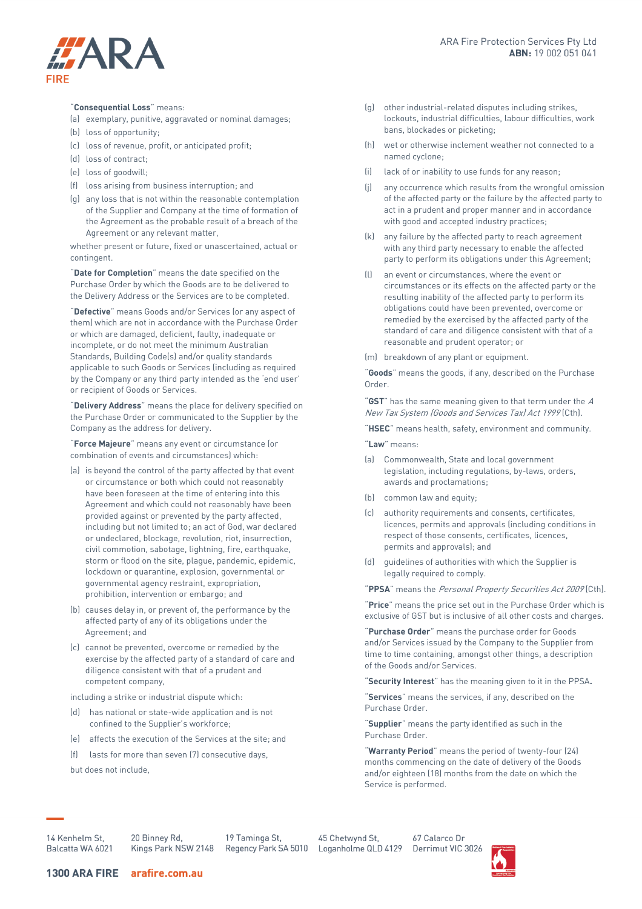"**Consequential Loss**" means:

(a) exemplary, punitive, aggravated or nominal damages;

(b) loss of opportunity;

(c) loss of revenue, profit, or anticipated profit;

(d) loss of contract;

(e) loss of goodwill;

(f) loss arising from business interruption; and

(g) any loss that is not within the reasonable contemplation of the Supplier and Company at the time of formation of the Agreement as the probable result of a breach of the Agreement or any relevant matter,

whether present or future, fixed or unascertained, actual or contingent.

"**Date for Completion**" means the date specified on the Purchase Order by which the Goods are to be delivered to the Delivery Address or the Services are to be completed.

"**Defective**" means Goods and/or Services (or any aspect of them) which are not in accordance with the Purchase Order or which are damaged, deficient, faulty, inadequate or incomplete, or do not meet the minimum Australian Standards, Building Code(s) and/or quality standards applicable to such Goods or Services (including as required by the Company or any third party intended as the 'end user' or recipient of Goods or Services.

"**Delivery Address**" means the place for delivery specified on the Purchase Order or communicated to the Supplier by the Company as the address for delivery.

"**Force Majeure**" means any event or circumstance (or combination of events and circumstances) which:

(a) is beyond the control of the party affected by that event or circumstance or both which could not reasonably have been foreseen at the time of entering into this Agreement and which could not reasonably have been provided against or prevented by the party affected, including but not limited to; an act of God, war declared or undeclared, blockage, revolution, riot, insurrection, civil commotion, sabotage, lightning, fire, earthquake, storm or flood on the site, plague, pandemic, epidemic, lockdown or quarantine, explosion, governmental or governmental agency restraint, expropriation, prohibition, intervention or embargo; and

(b) causes delay in, or prevent of, the performance by the affected party of any of its obligations under the Agreement; and

(c) cannot be prevented, overcome or remedied by the exercise by the affected party of a standard of care and diligence consistent with that of a prudent and competent company,

including a strike or industrial dispute which:

(d) has national or state-wide application and is not confined to the Supplier's workforce;

(e) affects the execution of the Services at the site; and

(f) lasts for more than seven (7) consecutive days,

but does not include,

(g) other industrial-related disputes including strikes, lockouts, industrial difficulties, labour difficulties, work bans, blockades or picketing;

(h) wet or otherwise inclement weather not connected to a named cyclone;

(i) lack of or inability to use funds for any reason;

(j) any occurrence which results from the wrongful omission of the affected party or the failure by the affected party to act in a prudent and proper manner and in accordance with good and accepted industry practices;

(k) any failure by the affected party to reach agreement with any third party necessary to enable the affected party to perform its obligations under this Agreement;

(l) an event or circumstances, where the event or circumstances or its effects on the affected party or the resulting inability of the affected party to perform its obligations could have been prevented, overcome or remedied by the exercised by the affected party of the standard of care and diligence consistent with that of a reasonable and prudent operator; or

(m) breakdown of any plant or equipment.

"**Goods**" means the goods, if any, described on the Purchase Order.

"**GST**" has the same meaning given to that term under the *A New Tax System (Goods and Services Tax) Act 1999* (Cth).

"**HSEC**" means health, safety, environment and community.

"**Law**" means:

(a) Commonwealth, State and local government legislation, including regulations, by-laws, orders, awards and proclamations;

(b) common law and equity;

(c) authority requirements and consents, certificates, licences, permits and approvals (including conditions in respect of those consents, certificates, licences, permits and approvals); and

(d) guidelines of authorities with which the Supplier is legally required to comply.

"**PPSA**" means the *Personal Property Securities Act 2009* (Cth).

"**Price**" means the price set out in the Purchase Order which is exclusive of GST but is inclusive of all other costs and charges.

"**Purchase Order**" means the purchase order for Goods and/or Services issued by the Company to the Supplier from time to time containing, amongst other things, a description of the Goods and/or Services.

"**Security Interest**" has the meaning given to it in the PPSA**.**

"**Services**" means the services, if any, described on the Purchase Order.

"**Supplier**" means the party identified as such in the Purchase Order.

"**Warranty Period**" means the period of twenty-four (24) months commencing on the date of delivery of the Goods and/or eighteen (18) months from the date on which the Service is performed.